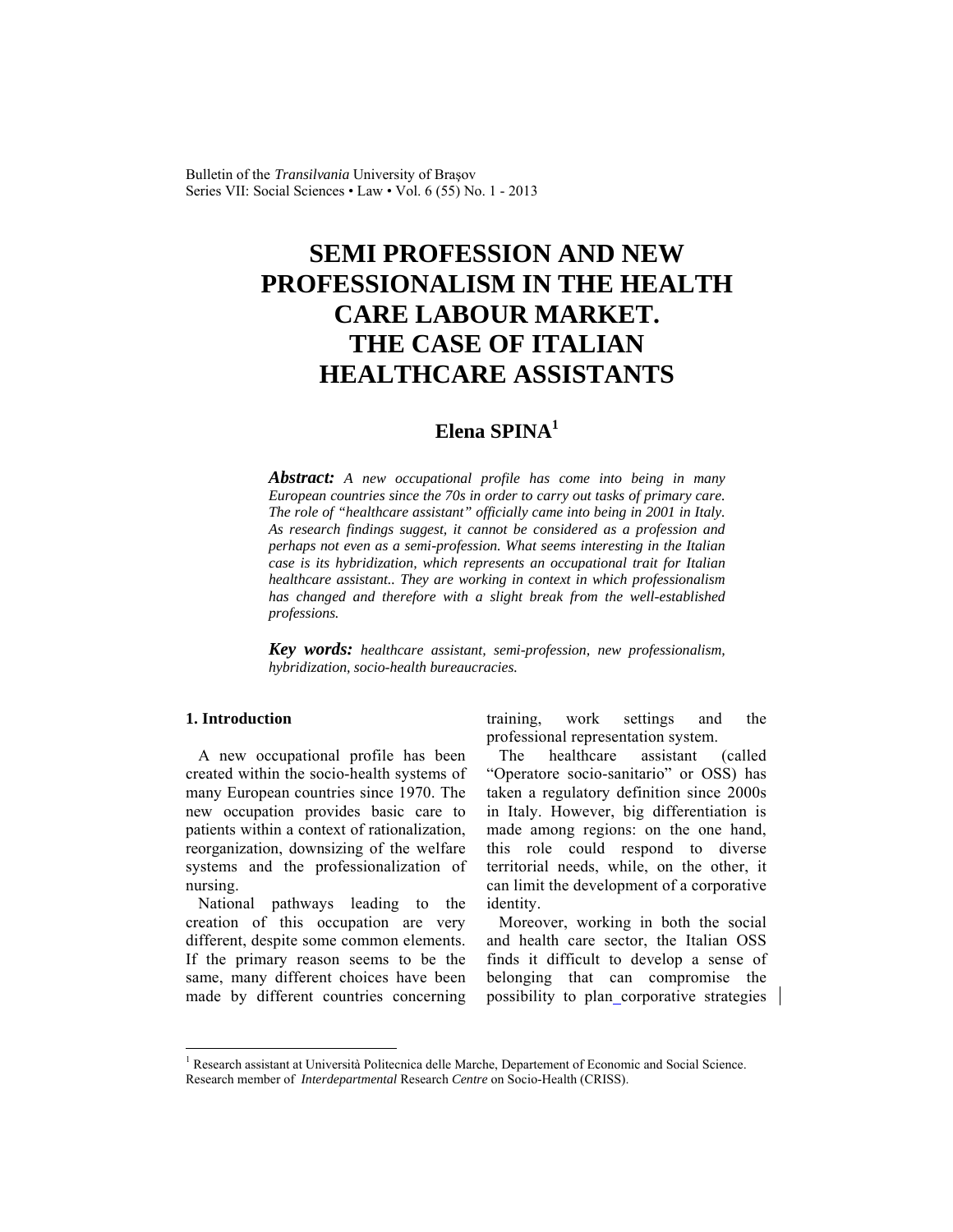# SEMI PROFESSION AND NEW PROFESSIONALISM IN THE HEALTH CARE LABOUR MARKET. THE CASE OF ITALIAN HEALTHCARE ASSISTANTS

## Elena SPINA[1]

***Abstract:*** *A new occupational profile has come into being in many European countries since the 70s in order to carry out tasks of primary care. The role of "healthcare assistant" officially came into being in 2001 in Italy. As research findings suggest, it cannot be considered as a profession and perhaps not even as a semi-profession. What seems interesting in the Italian case is its hybridization, which represents an occupational trait for Italian healthcare assistant.. They are working in context in which professionalism has changed and therefore with a slight break from the well-established professions.*

***Key words:*** *healthcare assistant, semi-profession, new professionalism, hybridization, socio-health bureaucracies.*

### 1. Introduction

A new occupational profile has been created within the socio-health systems of many European countries since 1970. The new occupation provides basic care to patients within a context of rationalization, reorganization, downsizing of the welfare systems and the professionalization of nursing.

National pathways leading to the creation of this occupation are very different, despite some common elements. If the primary reason seems to be the same, many different choices have been made by different countries concerning training, work settings and the professional representation system.

The healthcare assistant (called "Operatore socio-sanitario" or OSS) has taken a regulatory definition since 2000s in Italy. However, big differentiation is made among regions: on the one hand, this role could respond to diverse territorial needs, while, on the other, it can limit the development of a corporative identity.

Moreover, working in both the social and health care sector, the Italian OSS finds it difficult to develop a sense of belonging that can compromise the possibility to plan corporative strategies

---

[1] Research assistant at Università Politecnica delle Marche, Departement of Economic and Social Science. Research member of *Interdepartmental* Research *Centre* on Socio-Health (CRISS).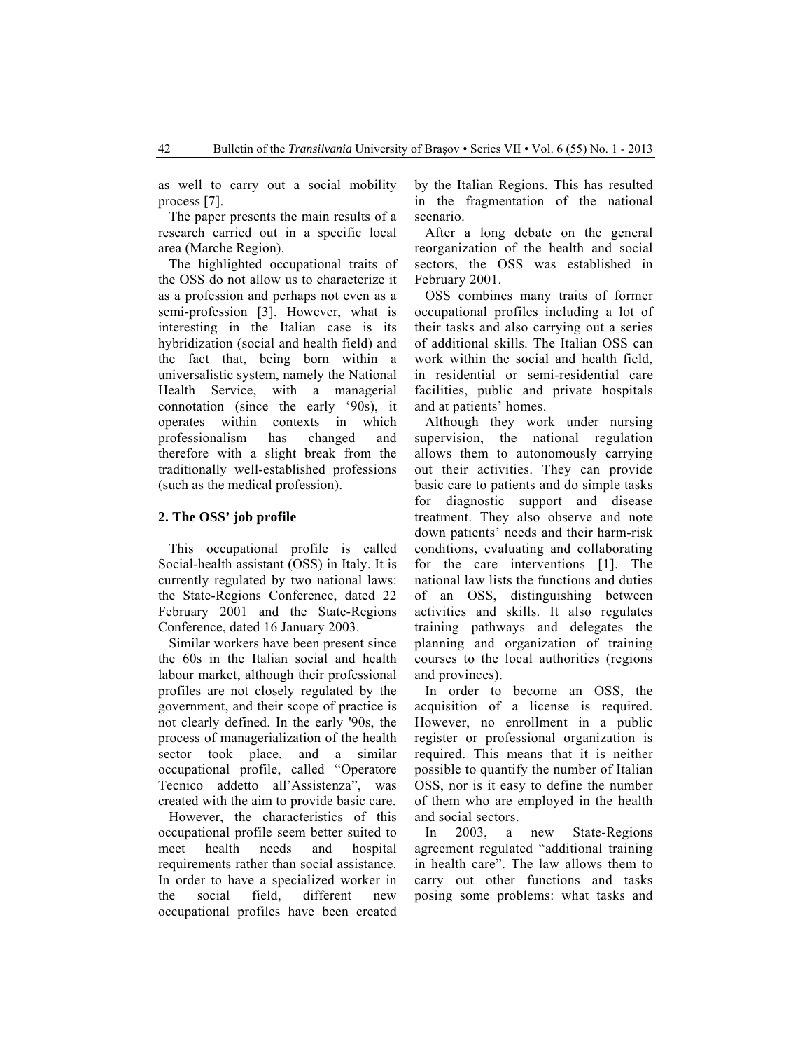as well to carry out a social mobility process [7].

The paper presents the main results of a research carried out in a specific local area (Marche Region).

The highlighted occupational traits of the OSS do not allow us to characterize it as a profession and perhaps not even as a semi-profession [3]. However, what is interesting in the Italian case is its hybridization (social and health field) and the fact that, being born within a universalistic system, namely the National Health Service, with a managerial connotation (since the early '90s), it operates within contexts in which professionalism has changed and therefore with a slight break from the traditionally well-established professions (such as the medical profession).

## 2. The OSS' job profile

This occupational profile is called Social-health assistant (OSS) in Italy. It is currently regulated by two national laws: the State-Regions Conference, dated 22 February 2001 and the State-Regions Conference, dated 16 January 2003.

Similar workers have been present since the 60s in the Italian social and health labour market, although their professional profiles are not closely regulated by the government, and their scope of practice is not clearly defined. In the early '90s, the process of managerialization of the health sector took place, and a similar occupational profile, called "Operatore Tecnico addetto all'Assistenza", was created with the aim to provide basic care.

However, the characteristics of this occupational profile seem better suited to meet health needs and hospital requirements rather than social assistance. In order to have a specialized worker in the social field, different new occupational profiles have been created by the Italian Regions. This has resulted in the fragmentation of the national scenario.

After a long debate on the general reorganization of the health and social sectors, the OSS was established in February 2001.

OSS combines many traits of former occupational profiles including a lot of their tasks and also carrying out a series of additional skills. The Italian OSS can work within the social and health field, in residential or semi-residential care facilities, public and private hospitals and at patients' homes.

Although they work under nursing supervision, the national regulation allows them to autonomously carrying out their activities. They can provide basic care to patients and do simple tasks for diagnostic support and disease treatment. They also observe and note down patients' needs and their harm-risk conditions, evaluating and collaborating for the care interventions [1]. The national law lists the functions and duties of an OSS, distinguishing between activities and skills. It also regulates training pathways and delegates the planning and organization of training courses to the local authorities (regions and provinces).

In order to become an OSS, the acquisition of a license is required. However, no enrollment in a public register or professional organization is required. This means that it is neither possible to quantify the number of Italian OSS, nor is it easy to define the number of them who are employed in the health and social sectors.

In 2003, a new State-Regions agreement regulated "additional training in health care". The law allows them to carry out other functions and tasks posing some problems: what tasks and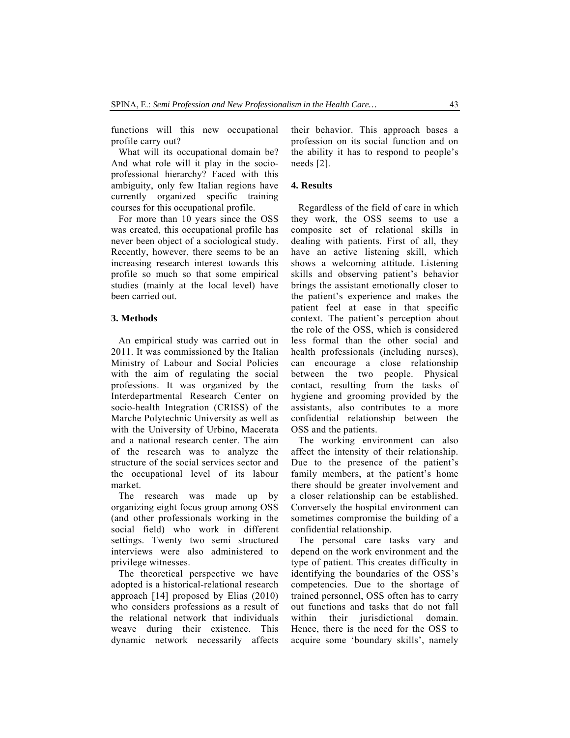functions will this new occupational profile carry out?

What will its occupational domain be? And what role will it play in the socio-professional hierarchy? Faced with this ambiguity, only few Italian regions have currently organized specific training courses for this occupational profile.

For more than 10 years since the OSS was created, this occupational profile has never been object of a sociological study. Recently, however, there seems to be an increasing research interest towards this profile so much so that some empirical studies (mainly at the local level) have been carried out.

## 3. Methods

An empirical study was carried out in 2011. It was commissioned by the Italian Ministry of Labour and Social Policies with the aim of regulating the social professions. It was organized by the Interdepartmental Research Center on socio-health Integration (CRISS) of the Marche Polytechnic University as well as with the University of Urbino, Macerata and a national research center. The aim of the research was to analyze the structure of the social services sector and the occupational level of its labour market.

The research was made up by organizing eight focus group among OSS (and other professionals working in the social field) who work in different settings. Twenty two semi structured interviews were also administered to privilege witnesses.

The theoretical perspective we have adopted is a historical-relational research approach [14] proposed by Elias (2010) who considers professions as a result of the relational network that individuals weave during their existence. This dynamic network necessarily affects their behavior. This approach bases a profession on its social function and on the ability it has to respond to people's needs [2].

## 4. Results

Regardless of the field of care in which they work, the OSS seems to use a composite set of relational skills in dealing with patients. First of all, they have an active listening skill, which shows a welcoming attitude. Listening skills and observing patient's behavior brings the assistant emotionally closer to the patient's experience and makes the patient feel at ease in that specific context. The patient's perception about the role of the OSS, which is considered less formal than the other social and health professionals (including nurses), can encourage a close relationship between the two people. Physical contact, resulting from the tasks of hygiene and grooming provided by the assistants, also contributes to a more confidential relationship between the OSS and the patients.

The working environment can also affect the intensity of their relationship. Due to the presence of the patient's family members, at the patient's home there should be greater involvement and a closer relationship can be established. Conversely the hospital environment can sometimes compromise the building of a confidential relationship.

The personal care tasks vary and depend on the work environment and the type of patient. This creates difficulty in identifying the boundaries of the OSS's competencies. Due to the shortage of trained personnel, OSS often has to carry out functions and tasks that do not fall within their jurisdictional domain. Hence, there is the need for the OSS to acquire some 'boundary skills', namely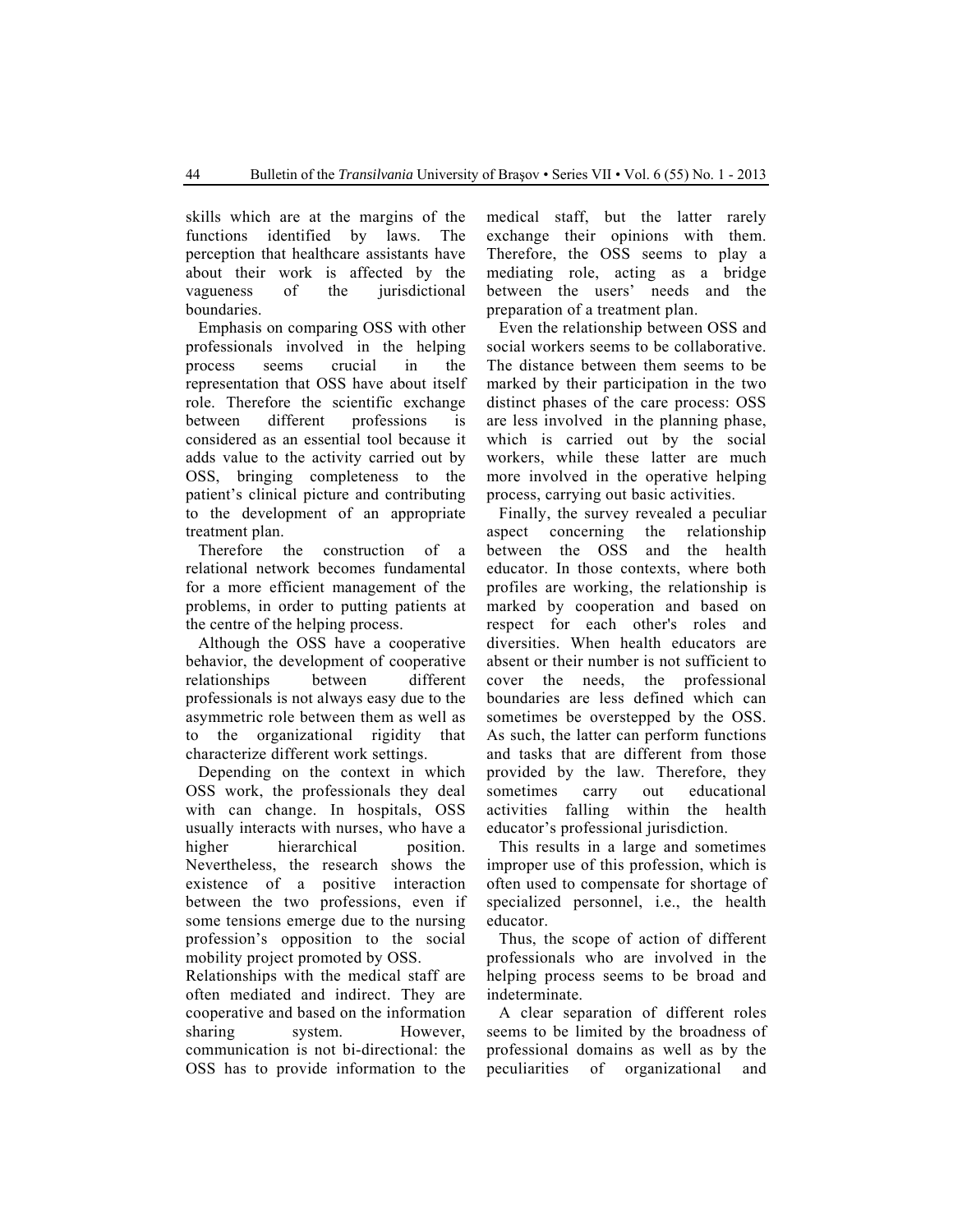skills which are at the margins of the functions identified by laws. The perception that healthcare assistants have about their work is affected by the vagueness of the jurisdictional boundaries.

Emphasis on comparing OSS with other professionals involved in the helping process seems crucial in the representation that OSS have about itself role. Therefore the scientific exchange between different professions is considered as an essential tool because it adds value to the activity carried out by OSS, bringing completeness to the patient's clinical picture and contributing to the development of an appropriate treatment plan.

Therefore the construction of a relational network becomes fundamental for a more efficient management of the problems, in order to putting patients at the centre of the helping process.

Although the OSS have a cooperative behavior, the development of cooperative relationships between different professionals is not always easy due to the asymmetric role between them as well as to the organizational rigidity that characterize different work settings.

Depending on the context in which OSS work, the professionals they deal with can change. In hospitals, OSS usually interacts with nurses, who have a higher hierarchical position. Nevertheless, the research shows the existence of a positive interaction between the two professions, even if some tensions emerge due to the nursing profession's opposition to the social mobility project promoted by OSS.

Relationships with the medical staff are often mediated and indirect. They are cooperative and based on the information sharing system. However, communication is not bi-directional: the OSS has to provide information to the medical staff, but the latter rarely exchange their opinions with them. Therefore, the OSS seems to play a mediating role, acting as a bridge between the users' needs and the preparation of a treatment plan.

Even the relationship between OSS and social workers seems to be collaborative. The distance between them seems to be marked by their participation in the two distinct phases of the care process: OSS are less involved in the planning phase, which is carried out by the social workers, while these latter are much more involved in the operative helping process, carrying out basic activities.

Finally, the survey revealed a peculiar aspect concerning the relationship between the OSS and the health educator. In those contexts, where both profiles are working, the relationship is marked by cooperation and based on respect for each other's roles and diversities. When health educators are absent or their number is not sufficient to cover the needs, the professional boundaries are less defined which can sometimes be overstepped by the OSS. As such, the latter can perform functions and tasks that are different from those provided by the law. Therefore, they sometimes carry out educational activities falling within the health educator's professional jurisdiction.

This results in a large and sometimes improper use of this profession, which is often used to compensate for shortage of specialized personnel, i.e., the health educator.

Thus, the scope of action of different professionals who are involved in the helping process seems to be broad and indeterminate.

A clear separation of different roles seems to be limited by the broadness of professional domains as well as by the peculiarities of organizational and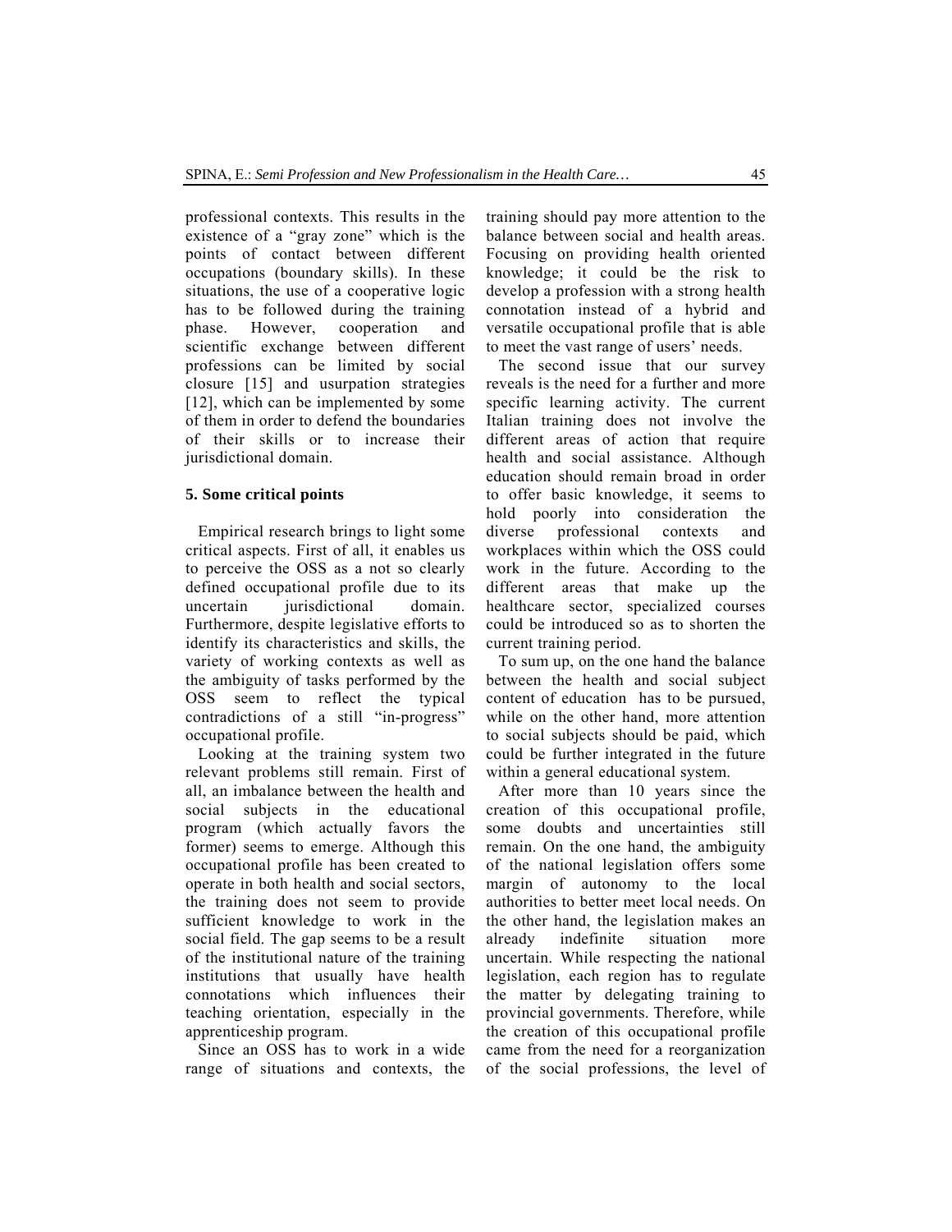professional contexts. This results in the existence of a "gray zone" which is the points of contact between different occupations (boundary skills). In these situations, the use of a cooperative logic has to be followed during the training phase. However, cooperation and scientific exchange between different professions can be limited by social closure [15] and usurpation strategies [12], which can be implemented by some of them in order to defend the boundaries of their skills or to increase their jurisdictional domain.

## 5. Some critical points

Empirical research brings to light some critical aspects. First of all, it enables us to perceive the OSS as a not so clearly defined occupational profile due to its uncertain jurisdictional domain. Furthermore, despite legislative efforts to identify its characteristics and skills, the variety of working contexts as well as the ambiguity of tasks performed by the OSS seem to reflect the typical contradictions of a still "in-progress" occupational profile.

Looking at the training system two relevant problems still remain. First of all, an imbalance between the health and social subjects in the educational program (which actually favors the former) seems to emerge. Although this occupational profile has been created to operate in both health and social sectors, the training does not seem to provide sufficient knowledge to work in the social field. The gap seems to be a result of the institutional nature of the training institutions that usually have health connotations which influences their teaching orientation, especially in the apprenticeship program.

Since an OSS has to work in a wide range of situations and contexts, the training should pay more attention to the balance between social and health areas. Focusing on providing health oriented knowledge; it could be the risk to develop a profession with a strong health connotation instead of a hybrid and versatile occupational profile that is able to meet the vast range of users' needs.

The second issue that our survey reveals is the need for a further and more specific learning activity. The current Italian training does not involve the different areas of action that require health and social assistance. Although education should remain broad in order to offer basic knowledge, it seems to hold poorly into consideration the diverse professional contexts and workplaces within which the OSS could work in the future. According to the different areas that make up the healthcare sector, specialized courses could be introduced so as to shorten the current training period.

To sum up, on the one hand the balance between the health and social subject content of education has to be pursued, while on the other hand, more attention to social subjects should be paid, which could be further integrated in the future within a general educational system.

After more than 10 years since the creation of this occupational profile, some doubts and uncertainties still remain. On the one hand, the ambiguity of the national legislation offers some margin of autonomy to the local authorities to better meet local needs. On the other hand, the legislation makes an already indefinite situation more uncertain. While respecting the national legislation, each region has to regulate the matter by delegating training to provincial governments. Therefore, while the creation of this occupational profile came from the need for a reorganization of the social professions, the level of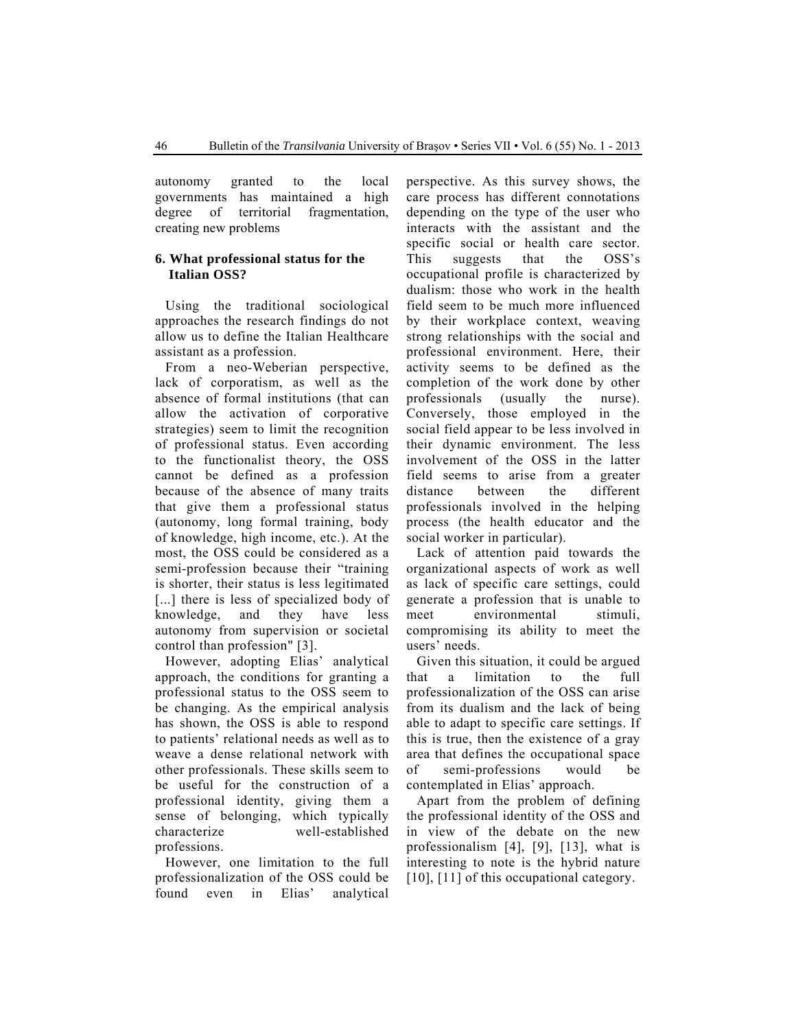autonomy granted to the local governments has maintained a high degree of territorial fragmentation, creating new problems

## 6. What professional status for the Italian OSS?

Using the traditional sociological approaches the research findings do not allow us to define the Italian Healthcare assistant as a profession.

From a neo-Weberian perspective, lack of corporatism, as well as the absence of formal institutions (that can allow the activation of corporative strategies) seem to limit the recognition of professional status. Even according to the functionalist theory, the OSS cannot be defined as a profession because of the absence of many traits that give them a professional status (autonomy, long formal training, body of knowledge, high income, etc.). At the most, the OSS could be considered as a semi-profession because their "training is shorter, their status is less legitimated [...] there is less of specialized body of knowledge, and they have less autonomy from supervision or societal control than profession" [3].

However, adopting Elias' analytical approach, the conditions for granting a professional status to the OSS seem to be changing. As the empirical analysis has shown, the OSS is able to respond to patients' relational needs as well as to weave a dense relational network with other professionals. These skills seem to be useful for the construction of a professional identity, giving them a sense of belonging, which typically characterize well-established professions.

However, one limitation to the full professionalization of the OSS could be found even in Elias' analytical perspective. As this survey shows, the care process has different connotations depending on the type of the user who interacts with the assistant and the specific social or health care sector. This suggests that the OSS's occupational profile is characterized by dualism: those who work in the health field seem to be much more influenced by their workplace context, weaving strong relationships with the social and professional environment. Here, their activity seems to be defined as the completion of the work done by other professionals (usually the nurse). Conversely, those employed in the social field appear to be less involved in their dynamic environment. The less involvement of the OSS in the latter field seems to arise from a greater distance between the different professionals involved in the helping process (the health educator and the social worker in particular).

Lack of attention paid towards the organizational aspects of work as well as lack of specific care settings, could generate a profession that is unable to meet environmental stimuli, compromising its ability to meet the users' needs.

Given this situation, it could be argued that a limitation to the full professionalization of the OSS can arise from its dualism and the lack of being able to adapt to specific care settings. If this is true, then the existence of a gray area that defines the occupational space of semi-professions would be contemplated in Elias' approach.

Apart from the problem of defining the professional identity of the OSS and in view of the debate on the new professionalism [4], [9], [13], what is interesting to note is the hybrid nature [10], [11] of this occupational category.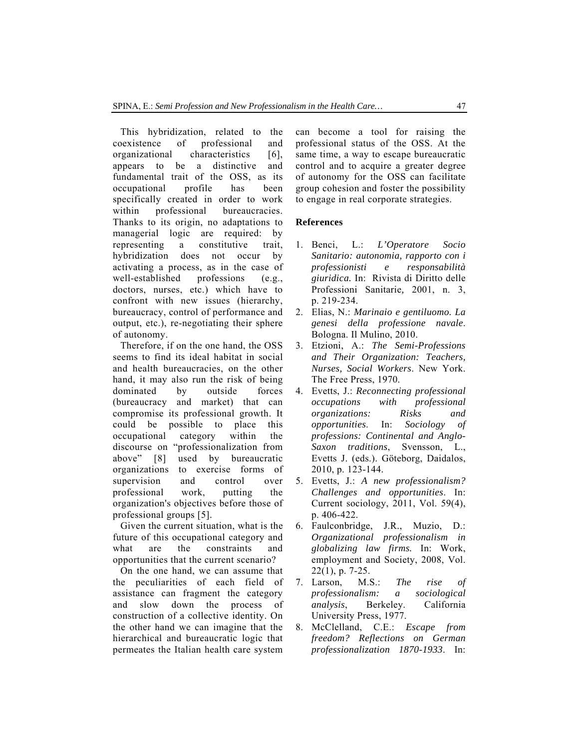This hybridization, related to the coexistence of professional and organizational characteristics [6], appears to be a distinctive and fundamental trait of the OSS, as its occupational profile has been specifically created in order to work within professional bureaucracies. Thanks to its origin, no adaptations to managerial logic are required: by representing a constitutive trait, hybridization does not occur by activating a process, as in the case of well-established professions (e.g., doctors, nurses, etc.) which have to confront with new issues (hierarchy, bureaucracy, control of performance and output, etc.), re-negotiating their sphere of autonomy.

Therefore, if on the one hand, the OSS seems to find its ideal habitat in social and health bureaucracies, on the other hand, it may also run the risk of being dominated by outside forces (bureaucracy and market) that can compromise its professional growth. It could be possible to place this occupational category within the discourse on "professionalization from above" [8] used by bureaucratic organizations to exercise forms of supervision and control over professional work, putting the organization's objectives before those of professional groups [5].

Given the current situation, what is the future of this occupational category and what are the constraints and opportunities that the current scenario?

On the one hand, we can assume that the peculiarities of each field of assistance can fragment the category and slow down the process of construction of a collective identity. On the other hand we can imagine that the hierarchical and bureaucratic logic that permeates the Italian health care system can become a tool for raising the professional status of the OSS. At the same time, a way to escape bureaucratic control and to acquire a greater degree of autonomy for the OSS can facilitate group cohesion and foster the possibility to engage in real corporate strategies.

## References

1. Benci, L.: *L'Operatore Socio Sanitario: autonomia, rapporto con i professionisti e responsabilità giuridica.* In: Rivista di Diritto delle Professioni Sanitarie, 2001, n. 3, p. 219-234.
2. Elias, N.: *Marinaio e gentiluomo. La genesi della professione navale*. Bologna. Il Mulino, 2010.
3. Etzioni, A.: *The Semi-Professions and Their Organization: Teachers, Nurses, Social Workers*. New York. The Free Press, 1970.
4. Evetts, J.: *Reconnecting professional occupations with professional organizations: Risks and opportunities*. In: *Sociology of professions: Continental and Anglo-Saxon traditions*, Svensson, L., Evetts J. (eds.). Göteborg, Daidalos, 2010, p. 123-144.
5. Evetts, J.: *A new professionalism? Challenges and opportunities*. In: Current sociology, 2011, Vol. 59(4), p. 406-422.
6. Faulconbridge, J.R., Muzio, D.: *Organizational professionalism in globalizing law firms.* In: Work, employment and Society, 2008, Vol. 22(1), p. 7-25.
7. Larson, M.S.: *The rise of professionalism: a sociological analysis*, Berkeley. California University Press, 1977.
8. McClelland, C.E.: *Escape from freedom? Reflections on German professionalization 1870-1933*. In: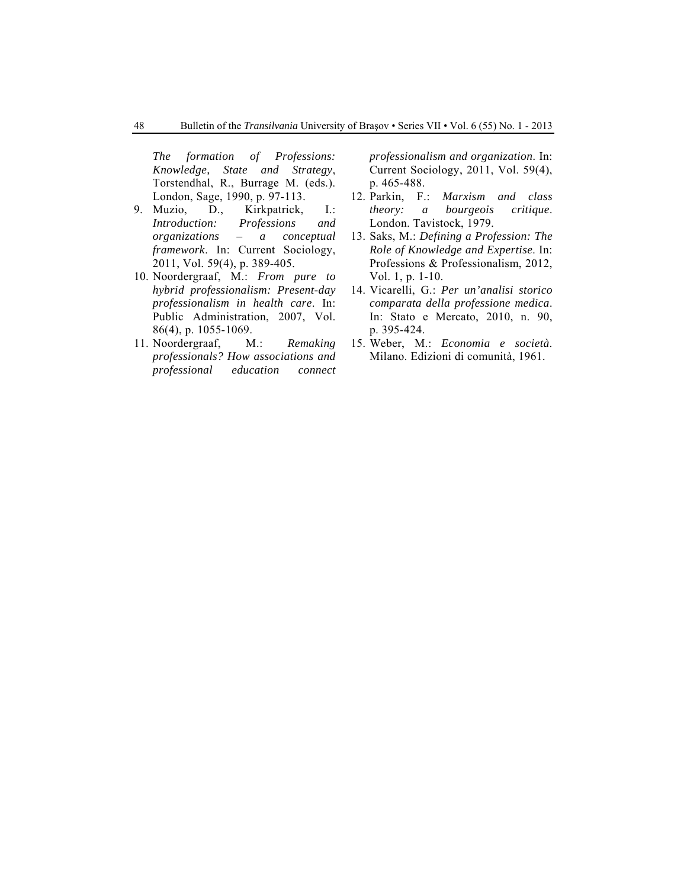*The formation of Professions: Knowledge, State and Strategy*, Torstendhal, R., Burrage M. (eds.). London, Sage, 1990, p. 97-113.

9. Muzio, D., Kirkpatrick, I.: *Introduction: Professions and organizations – a conceptual framework*. In: Current Sociology, 2011, Vol. 59(4), p. 389-405.
10. Noordergraaf, M.: *From pure to hybrid professionalism: Present-day professionalism in health care*. In: Public Administration, 2007, Vol. 86(4), p. 1055-1069.
11. Noordergraaf, M.: *Remaking professionals? How associations and professional education connect professionalism and organization*. In: Current Sociology, 2011, Vol. 59(4), p. 465-488.
12. Parkin, F.: *Marxism and class theory: a bourgeois critique*. London. Tavistock, 1979.
13. Saks, M.: *Defining a Profession: The Role of Knowledge and Expertise*. In: Professions & Professionalism, 2012, Vol. 1, p. 1-10.
14. Vicarelli, G.: *Per un'analisi storico comparata della professione medica*. In: Stato e Mercato, 2010, n. 90, p. 395-424.
15. Weber, M.: *Economia e società*. Milano. Edizioni di comunità, 1961.